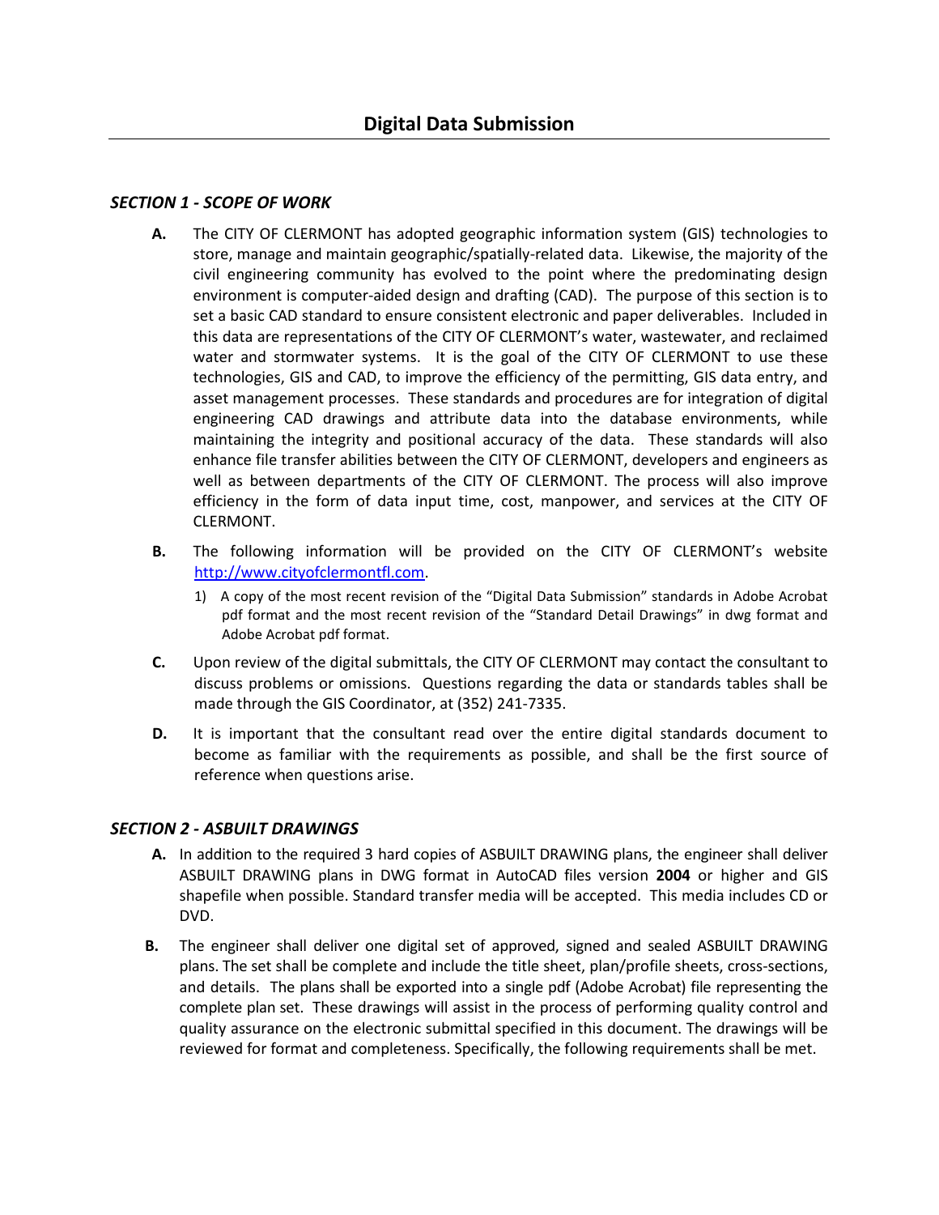# Digital Data Submission

## *SECTION 1 - SCOPE OF WORK*

**A.** The CITY OF CLERMONT has adopted geographic information system (GIS) technologies to store, manage and maintain geographic/spatially-related data. Likewise, the majority of the civil engineering community has evolved to the point where the predominating design environment is computer-aided design and drafting (CAD). The purpose of this section is to set a basic CAD standard to ensure consistent electronic and paper deliverables. Included in this data are representations of the CITY OF CLERMONT's water, wastewater, and reclaimed water and stormwater systems. It is the goal of the CITY OF CLERMONT to use these technologies, GIS and CAD, to improve the efficiency of the permitting, GIS data entry, and asset management processes. These standards and procedures are for integration of digital engineering CAD drawings and attribute data into the database environments, while maintaining the integrity and positional accuracy of the data. These standards will also enhance file transfer abilities between the CITY OF CLERMONT, developers and engineers as well as between departments of the CITY OF CLERMONT. The process will also improve efficiency in the form of data input time, cost, manpower, and services at the CITY OF CLERMONT.

**B.** The following information will be provided on the CITY OF CLERMONT's website http://www.cityofclermontfl.com.

1) A copy of the most recent revision of the "Digital Data Submission" standards in Adobe Acrobat pdf format and the most recent revision of the "Standard Detail Drawings" in dwg format and Adobe Acrobat pdf format.

**C.** Upon review of the digital submittals, the CITY OF CLERMONT may contact the consultant to discuss problems or omissions. Questions regarding the data or standards tables shall be made through the GIS Coordinator, at (352) 241-7335.

**D.** It is important that the consultant read over the entire digital standards document to become as familiar with the requirements as possible, and shall be the first source of reference when questions arise.

## *SECTION 2 - ASBUILT DRAWINGS*

**A.** In addition to the required 3 hard copies of ASBUILT DRAWING plans, the engineer shall deliver ASBUILT DRAWING plans in DWG format in AutoCAD files version **2004** or higher and GIS shapefile when possible. Standard transfer media will be accepted. This media includes CD or DVD.

**B.** The engineer shall deliver one digital set of approved, signed and sealed ASBUILT DRAWING plans. The set shall be complete and include the title sheet, plan/profile sheets, cross-sections, and details. The plans shall be exported into a single pdf (Adobe Acrobat) file representing the complete plan set. These drawings will assist in the process of performing quality control and quality assurance on the electronic submittal specified in this document. The drawings will be reviewed for format and completeness. Specifically, the following requirements shall be met.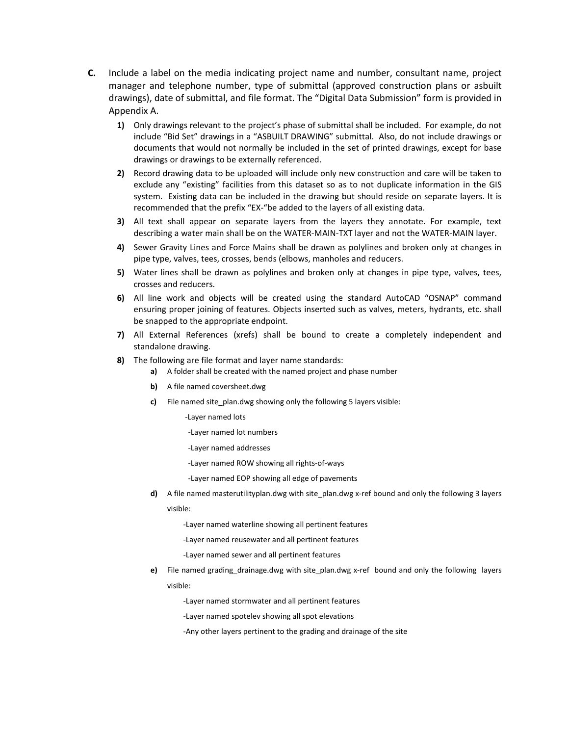**C.** Include a label on the media indicating project name and number, consultant name, project manager and telephone number, type of submittal (approved construction plans or asbuilt drawings), date of submittal, and file format. The "Digital Data Submission" form is provided in Appendix A.

1) Only drawings relevant to the project's phase of submittal shall be included. For example, do not include "Bid Set" drawings in a "ASBUILT DRAWING" submittal. Also, do not include drawings or documents that would not normally be included in the set of printed drawings, except for base drawings or drawings to be externally referenced.
2) Record drawing data to be uploaded will include only new construction and care will be taken to exclude any "existing" facilities from this dataset so as to not duplicate information in the GIS system. Existing data can be included in the drawing but should reside on separate layers. It is recommended that the prefix "EX-"be added to the layers of all existing data.
3) All text shall appear on separate layers from the layers they annotate. For example, text describing a water main shall be on the WATER-MAIN-TXT layer and not the WATER-MAIN layer.
4) Sewer Gravity Lines and Force Mains shall be drawn as polylines and broken only at changes in pipe type, valves, tees, crosses, bends (elbows, manholes and reducers.
5) Water lines shall be drawn as polylines and broken only at changes in pipe type, valves, tees, crosses and reducers.
6) All line work and objects will be created using the standard AutoCAD "OSNAP" command ensuring proper joining of features. Objects inserted such as valves, meters, hydrants, etc. shall be snapped to the appropriate endpoint.
7) All External References (xrefs) shall be bound to create a completely independent and standalone drawing.
8) The following are file format and layer name standards:
   a) A folder shall be created with the named project and phase number
   b) A file named coversheet.dwg
   c) File named site_plan.dwg showing only the following 5 layers visible:

      -Layer named lots

      -Layer named lot numbers

      -Layer named addresses

      -Layer named ROW showing all rights-of-ways

      -Layer named EOP showing all edge of pavements
   d) A file named masterutilityplan.dwg with site_plan.dwg x-ref bound and only the following 3 layers visible:

      -Layer named waterline showing all pertinent features

      -Layer named reusewater and all pertinent features

      -Layer named sewer and all pertinent features
   e) File named grading_drainage.dwg with site_plan.dwg x-ref bound and only the following layers visible:

      -Layer named stormwater and all pertinent features

      -Layer named spotelev showing all spot elevations

      -Any other layers pertinent to the grading and drainage of the site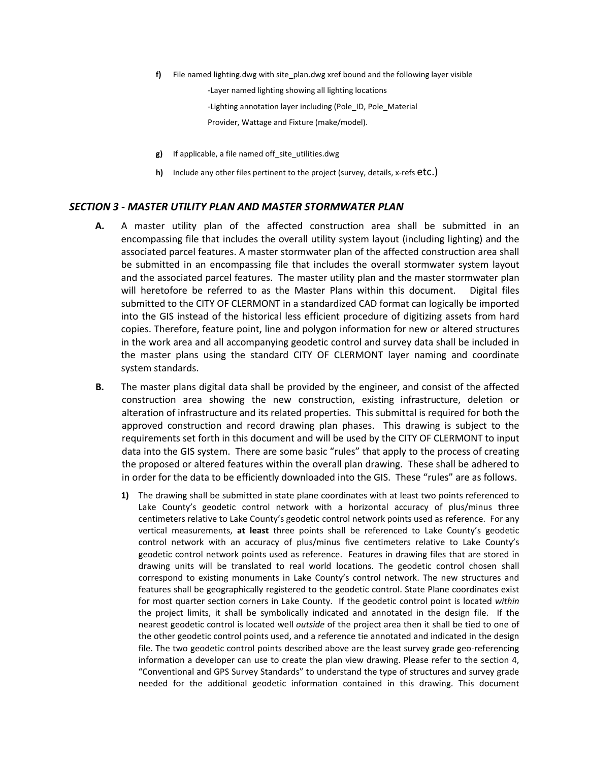**f)** File named lighting.dwg with site_plan.dwg xref bound and the following layer visible

-Layer named lighting showing all lighting locations

-Lighting annotation layer including (Pole_ID, Pole_Material Provider, Wattage and Fixture (make/model).

**g)** If applicable, a file named off_site_utilities.dwg

**h)** Include any other files pertinent to the project (survey, details, x-refs etc.)

### *SECTION 3 - MASTER UTILITY PLAN AND MASTER STORMWATER PLAN*

**A.** A master utility plan of the affected construction area shall be submitted in an encompassing file that includes the overall utility system layout (including lighting) and the associated parcel features. A master stormwater plan of the affected construction area shall be submitted in an encompassing file that includes the overall stormwater system layout and the associated parcel features. The master utility plan and the master stormwater plan will heretofore be referred to as the Master Plans within this document. Digital files submitted to the CITY OF CLERMONT in a standardized CAD format can logically be imported into the GIS instead of the historical less efficient procedure of digitizing assets from hard copies. Therefore, feature point, line and polygon information for new or altered structures in the work area and all accompanying geodetic control and survey data shall be included in the master plans using the standard CITY OF CLERMONT layer naming and coordinate system standards.

**B.** The master plans digital data shall be provided by the engineer, and consist of the affected construction area showing the new construction, existing infrastructure, deletion or alteration of infrastructure and its related properties. This submittal is required for both the approved construction and record drawing plan phases. This drawing is subject to the requirements set forth in this document and will be used by the CITY OF CLERMONT to input data into the GIS system. There are some basic "rules" that apply to the process of creating the proposed or altered features within the overall plan drawing. These shall be adhered to in order for the data to be efficiently downloaded into the GIS. These "rules" are as follows.

**1)** The drawing shall be submitted in state plane coordinates with at least two points referenced to Lake County's geodetic control network with a horizontal accuracy of plus/minus three centimeters relative to Lake County's geodetic control network points used as reference. For any vertical measurements, **at least** three points shall be referenced to Lake County's geodetic control network with an accuracy of plus/minus five centimeters relative to Lake County's geodetic control network points used as reference. Features in drawing files that are stored in drawing units will be translated to real world locations. The geodetic control chosen shall correspond to existing monuments in Lake County's control network. The new structures and features shall be geographically registered to the geodetic control. State Plane coordinates exist for most quarter section corners in Lake County. If the geodetic control point is located *within* the project limits, it shall be symbolically indicated and annotated in the design file. If the nearest geodetic control is located well *outside* of the project area then it shall be tied to one of the other geodetic control points used, and a reference tie annotated and indicated in the design file. The two geodetic control points described above are the least survey grade geo-referencing information a developer can use to create the plan view drawing. Please refer to the section 4, "Conventional and GPS Survey Standards" to understand the type of structures and survey grade needed for the additional geodetic information contained in this drawing. This document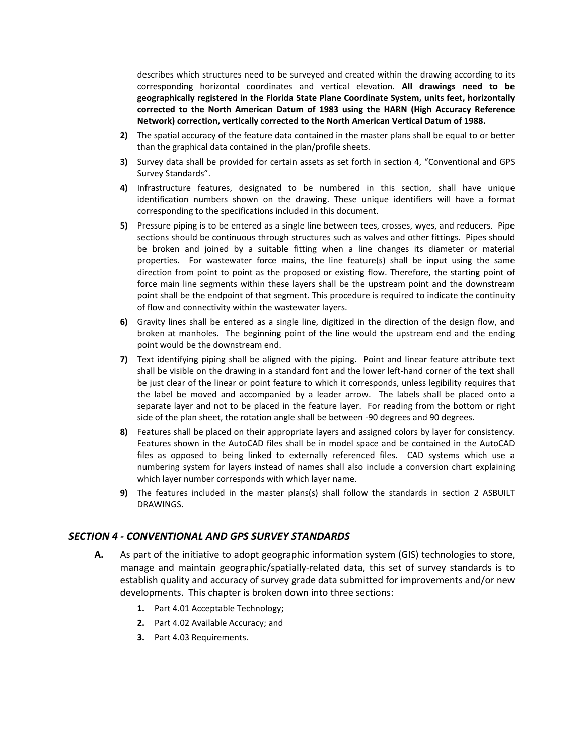describes which structures need to be surveyed and created within the drawing according to its corresponding horizontal coordinates and vertical elevation. **All drawings need to be geographically registered in the Florida State Plane Coordinate System, units feet, horizontally corrected to the North American Datum of 1983 using the HARN (High Accuracy Reference Network) correction, vertically corrected to the North American Vertical Datum of 1988.**

2) The spatial accuracy of the feature data contained in the master plans shall be equal to or better than the graphical data contained in the plan/profile sheets.

3) Survey data shall be provided for certain assets as set forth in section 4, "Conventional and GPS Survey Standards".

4) Infrastructure features, designated to be numbered in this section, shall have unique identification numbers shown on the drawing. These unique identifiers will have a format corresponding to the specifications included in this document.

5) Pressure piping is to be entered as a single line between tees, crosses, wyes, and reducers. Pipe sections should be continuous through structures such as valves and other fittings. Pipes should be broken and joined by a suitable fitting when a line changes its diameter or material properties. For wastewater force mains, the line feature(s) shall be input using the same direction from point to point as the proposed or existing flow. Therefore, the starting point of force main line segments within these layers shall be the upstream point and the downstream point shall be the endpoint of that segment. This procedure is required to indicate the continuity of flow and connectivity within the wastewater layers.

6) Gravity lines shall be entered as a single line, digitized in the direction of the design flow, and broken at manholes. The beginning point of the line would the upstream end and the ending point would be the downstream end.

7) Text identifying piping shall be aligned with the piping. Point and linear feature attribute text shall be visible on the drawing in a standard font and the lower left-hand corner of the text shall be just clear of the linear or point feature to which it corresponds, unless legibility requires that the label be moved and accompanied by a leader arrow. The labels shall be placed onto a separate layer and not to be placed in the feature layer. For reading from the bottom or right side of the plan sheet, the rotation angle shall be between -90 degrees and 90 degrees.

8) Features shall be placed on their appropriate layers and assigned colors by layer for consistency. Features shown in the AutoCAD files shall be in model space and be contained in the AutoCAD files as opposed to being linked to externally referenced files. CAD systems which use a numbering system for layers instead of names shall also include a conversion chart explaining which layer number corresponds with which layer name.

9) The features included in the master plans(s) shall follow the standards in section 2 ASBUILT DRAWINGS.

## *SECTION 4 - CONVENTIONAL AND GPS SURVEY STANDARDS*

**A.** As part of the initiative to adopt geographic information system (GIS) technologies to store, manage and maintain geographic/spatially-related data, this set of survey standards is to establish quality and accuracy of survey grade data submitted for improvements and/or new developments. This chapter is broken down into three sections:

1. Part 4.01 Acceptable Technology;
2. Part 4.02 Available Accuracy; and
3. Part 4.03 Requirements.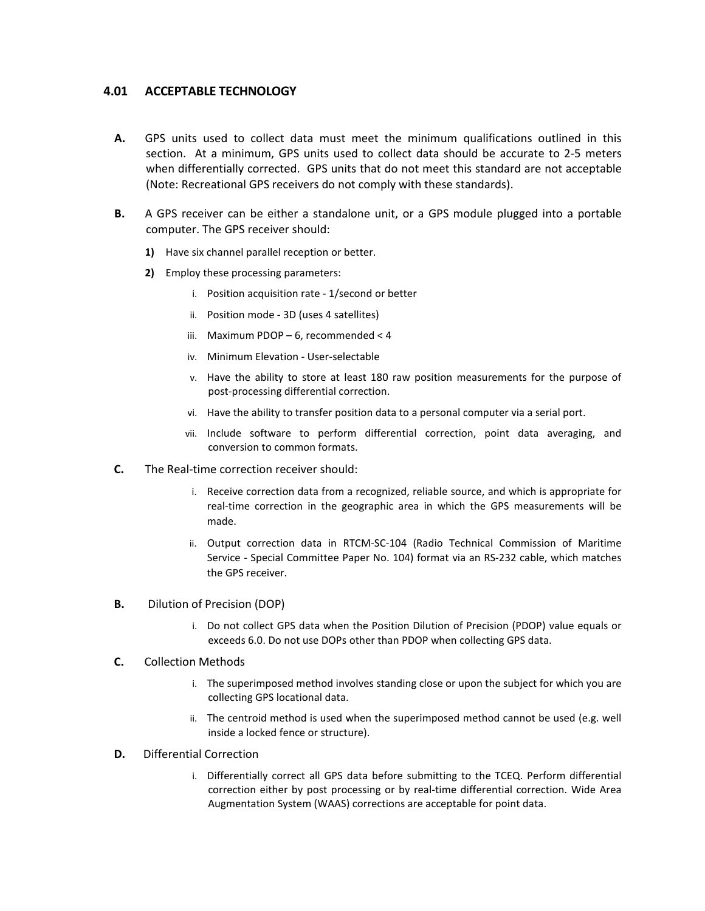## 4.01 ACCEPTABLE TECHNOLOGY

**A.** GPS units used to collect data must meet the minimum qualifications outlined in this section. At a minimum, GPS units used to collect data should be accurate to 2-5 meters when differentially corrected. GPS units that do not meet this standard are not acceptable (Note: Recreational GPS receivers do not comply with these standards).

**B.** A GPS receiver can be either a standalone unit, or a GPS module plugged into a portable computer. The GPS receiver should:

**1)** Have six channel parallel reception or better.

**2)** Employ these processing parameters:

i. Position acquisition rate - 1/second or better

ii. Position mode - 3D (uses 4 satellites)

iii. Maximum PDOP – 6, recommended < 4

iv. Minimum Elevation - User-selectable

v. Have the ability to store at least 180 raw position measurements for the purpose of post-processing differential correction.

vi. Have the ability to transfer position data to a personal computer via a serial port.

vii. Include software to perform differential correction, point data averaging, and conversion to common formats.

**C.** The Real-time correction receiver should:

i. Receive correction data from a recognized, reliable source, and which is appropriate for real-time correction in the geographic area in which the GPS measurements will be made.

ii. Output correction data in RTCM-SC-104 (Radio Technical Commission of Maritime Service - Special Committee Paper No. 104) format via an RS-232 cable, which matches the GPS receiver.

**B.** Dilution of Precision (DOP)

i. Do not collect GPS data when the Position Dilution of Precision (PDOP) value equals or exceeds 6.0. Do not use DOPs other than PDOP when collecting GPS data.

**C.** Collection Methods

i. The superimposed method involves standing close or upon the subject for which you are collecting GPS locational data.

ii. The centroid method is used when the superimposed method cannot be used (e.g. well inside a locked fence or structure).

**D.** Differential Correction

i. Differentially correct all GPS data before submitting to the TCEQ. Perform differential correction either by post processing or by real-time differential correction. Wide Area Augmentation System (WAAS) corrections are acceptable for point data.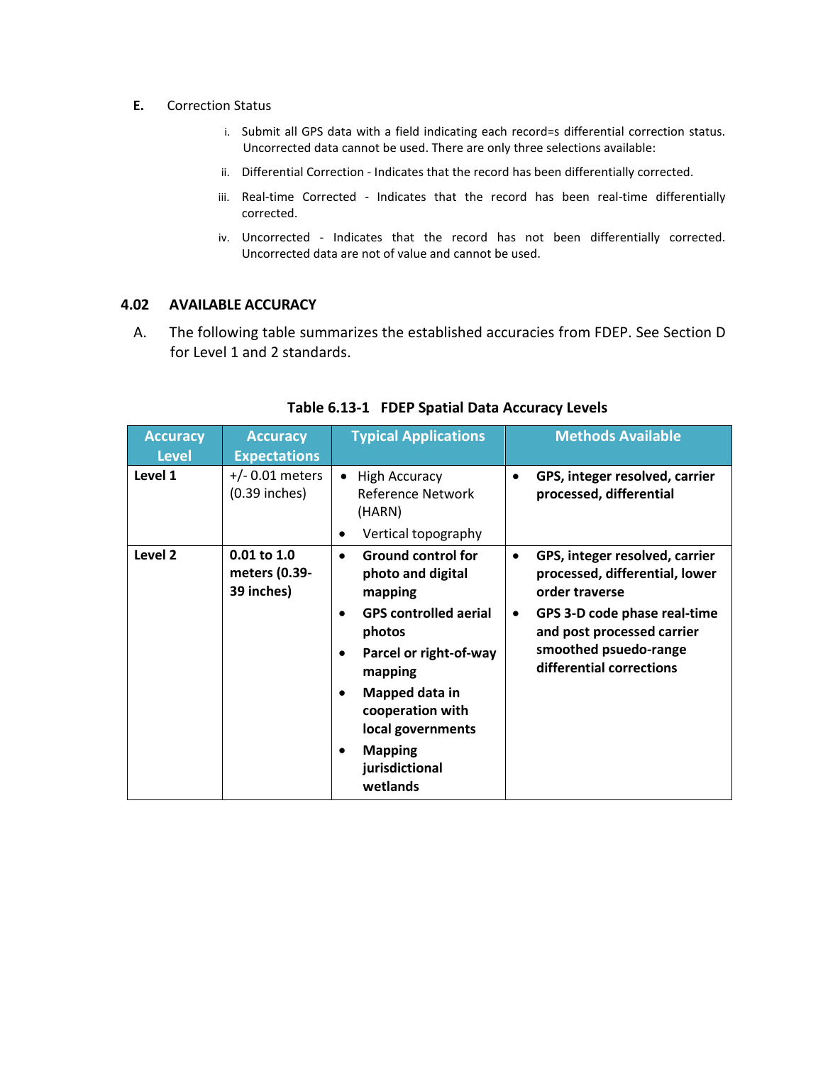**E.** Correction Status

i. Submit all GPS data with a field indicating each record=s differential correction status. Uncorrected data cannot be used. There are only three selections available:

ii. Differential Correction - Indicates that the record has been differentially corrected.

iii. Real-time Corrected - Indicates that the record has been real-time differentially corrected.

iv. Uncorrected - Indicates that the record has not been differentially corrected. Uncorrected data are not of value and cannot be used.

## 4.02 AVAILABLE ACCURACY

A. The following table summarizes the established accuracies from FDEP. See Section D for Level 1 and 2 standards.

**Table 6.13-1 FDEP Spatial Data Accuracy Levels**

| Accuracy Level | Accuracy Expectations | Typical Applications | Methods Available |
| --- | --- | --- | --- |
| **Level 1** | +/- 0.01 meters (0.39 inches) | • High Accuracy Reference Network (HARN)<br>• Vertical topography | • **GPS, integer resolved, carrier processed, differential** |
| **Level 2** | **0.01 to 1.0 meters (0.39-39 inches)** | • **Ground control for photo and digital mapping**<br>• **GPS controlled aerial photos**<br>• **Parcel or right-of-way mapping**<br>• **Mapped data in cooperation with local governments**<br>• **Mapping jurisdictional wetlands** | • **GPS, integer resolved, carrier processed, differential, lower order traverse**<br>• **GPS 3-D code phase real-time and post processed carrier smoothed psuedo-range differential corrections** |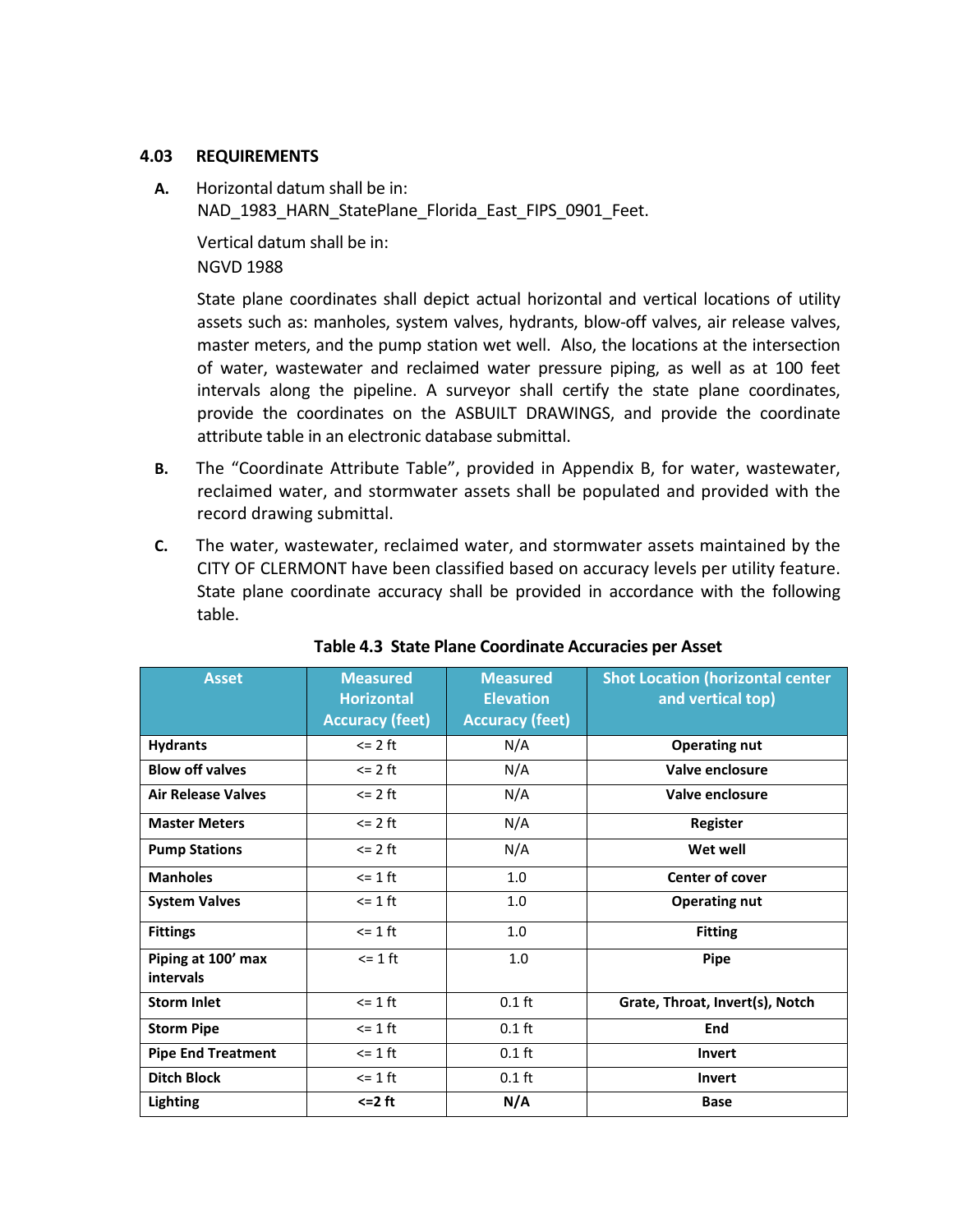## 4.03 REQUIREMENTS

**A.** Horizontal datum shall be in:
NAD_1983_HARN_StatePlane_Florida_East_FIPS_0901_Feet.

Vertical datum shall be in:
NGVD 1988

State plane coordinates shall depict actual horizontal and vertical locations of utility assets such as: manholes, system valves, hydrants, blow-off valves, air release valves, master meters, and the pump station wet well. Also, the locations at the intersection of water, wastewater and reclaimed water pressure piping, as well as at 100 feet intervals along the pipeline. A surveyor shall certify the state plane coordinates, provide the coordinates on the ASBUILT DRAWINGS, and provide the coordinate attribute table in an electronic database submittal.

**B.** The "Coordinate Attribute Table", provided in Appendix B, for water, wastewater, reclaimed water, and stormwater assets shall be populated and provided with the record drawing submittal.

**C.** The water, wastewater, reclaimed water, and stormwater assets maintained by the CITY OF CLERMONT have been classified based on accuracy levels per utility feature. State plane coordinate accuracy shall be provided in accordance with the following table.

**Table 4.3 State Plane Coordinate Accuracies per Asset**

| Asset | Measured Horizontal Accuracy (feet) | Measured Elevation Accuracy (feet) | Shot Location (horizontal center and vertical top) |
|---|---|---|---|
| **Hydrants** | <= 2 ft | N/A | **Operating nut** |
| **Blow off valves** | <= 2 ft | N/A | **Valve enclosure** |
| **Air Release Valves** | <= 2 ft | N/A | **Valve enclosure** |
| **Master Meters** | <= 2 ft | N/A | **Register** |
| **Pump Stations** | <= 2 ft | N/A | **Wet well** |
| **Manholes** | <= 1 ft | 1.0 | **Center of cover** |
| **System Valves** | <= 1 ft | 1.0 | **Operating nut** |
| **Fittings** | <= 1 ft | 1.0 | **Fitting** |
| **Piping at 100' max intervals** | <= 1 ft | 1.0 | **Pipe** |
| **Storm Inlet** | <= 1 ft | 0.1 ft | **Grate, Throat, Invert(s), Notch** |
| **Storm Pipe** | <= 1 ft | 0.1 ft | **End** |
| **Pipe End Treatment** | <= 1 ft | 0.1 ft | **Invert** |
| **Ditch Block** | <= 1 ft | 0.1 ft | **Invert** |
| **Lighting** | **<=2 ft** | **N/A** | **Base** |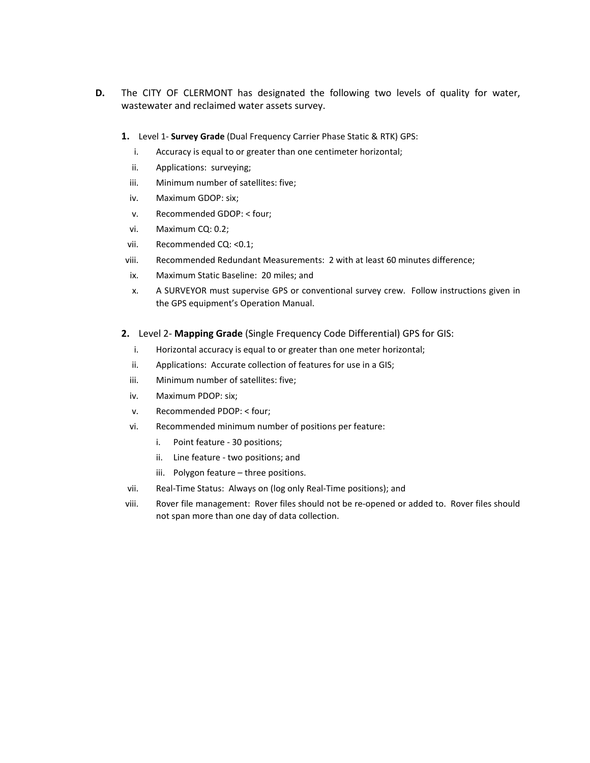**D.** The CITY OF CLERMONT has designated the following two levels of quality for water, wastewater and reclaimed water assets survey.

**1.** Level 1- **Survey Grade** (Dual Frequency Carrier Phase Static & RTK) GPS:

i. Accuracy is equal to or greater than one centimeter horizontal;

ii. Applications: surveying;

iii. Minimum number of satellites: five;

iv. Maximum GDOP: six;

v. Recommended GDOP: < four;

vi. Maximum CQ: 0.2;

vii. Recommended CQ: <0.1;

viii. Recommended Redundant Measurements: 2 with at least 60 minutes difference;

ix. Maximum Static Baseline: 20 miles; and

x. A SURVEYOR must supervise GPS or conventional survey crew. Follow instructions given in the GPS equipment's Operation Manual.

**2.** Level 2- **Mapping Grade** (Single Frequency Code Differential) GPS for GIS:

i. Horizontal accuracy is equal to or greater than one meter horizontal;

ii. Applications: Accurate collection of features for use in a GIS;

iii. Minimum number of satellites: five;

iv. Maximum PDOP: six;

v. Recommended PDOP: < four;

vi. Recommended minimum number of positions per feature:

   i. Point feature - 30 positions;

   ii. Line feature - two positions; and

   iii. Polygon feature – three positions.

vii. Real-Time Status: Always on (log only Real-Time positions); and

viii. Rover file management: Rover files should not be re-opened or added to. Rover files should not span more than one day of data collection.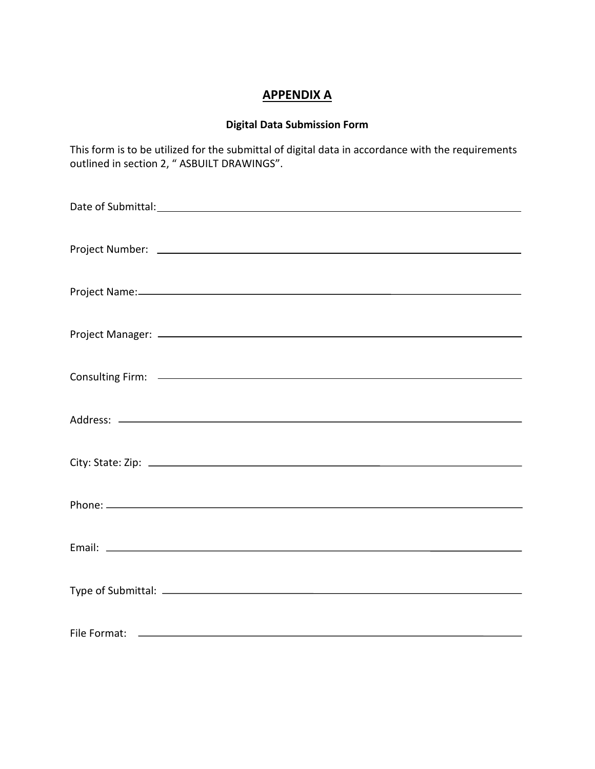# APPENDIX A

### Digital Data Submission Form

This form is to be utilized for the submittal of digital data in accordance with the requirements outlined in section 2, " ASBUILT DRAWINGS".

Date of Submittal: ____________________________________________

Project Number: ____________________________________________

Project Name: ____________________________________________

Project Manager: ____________________________________________

Consulting Firm: ____________________________________________

Address: ____________________________________________

City: State: Zip: ____________________________________________

Phone: ____________________________________________

Email: ____________________________________________

Type of Submittal: ____________________________________________

File Format: ____________________________________________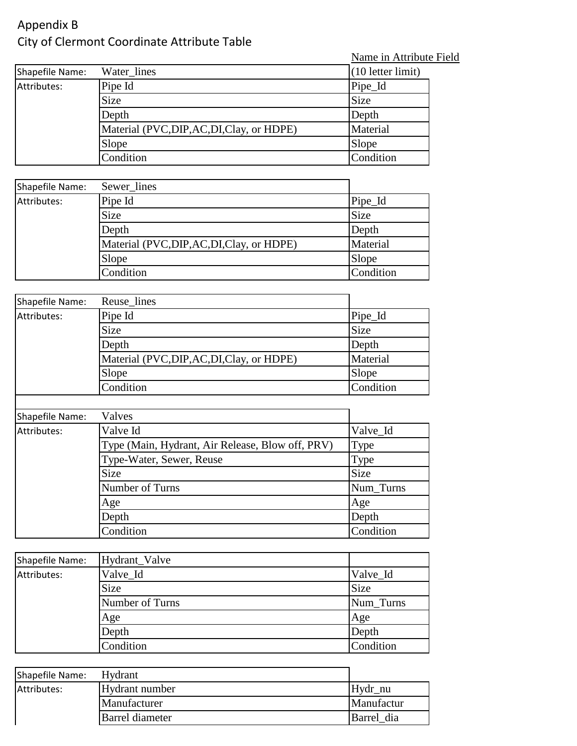Appendix B

City of Clermont Coordinate Attribute Table

| | | Name in Attribute Field (10 letter limit) |
|---|---|---|
| Shapefile Name: | Water_lines | |
| Attributes: | Pipe Id | Pipe_Id |
| | Size | Size |
| | Depth | Depth |
| | Material (PVC,DIP,AC,DI,Clay, or HDPE) | Material |
| | Slope | Slope |
| | Condition | Condition |

| | | |
|---|---|---|
| Shapefile Name: | Sewer_lines | |
| Attributes: | Pipe Id | Pipe_Id |
| | Size | Size |
| | Depth | Depth |
| | Material (PVC,DIP,AC,DI,Clay, or HDPE) | Material |
| | Slope | Slope |
| | Condition | Condition |

| | | |
|---|---|---|
| Shapefile Name: | Reuse_lines | |
| Attributes: | Pipe Id | Pipe_Id |
| | Size | Size |
| | Depth | Depth |
| | Material (PVC,DIP,AC,DI,Clay, or HDPE) | Material |
| | Slope | Slope |
| | Condition | Condition |

| | | |
|---|---|---|
| Shapefile Name: | Valves | |
| Attributes: | Valve Id | Valve_Id |
| | Type (Main, Hydrant, Air Release, Blow off, PRV) | Type |
| | Type-Water, Sewer, Reuse | Type |
| | Size | Size |
| | Number of Turns | Num_Turns |
| | Age | Age |
| | Depth | Depth |
| | Condition | Condition |

| | | |
|---|---|---|
| Shapefile Name: | Hydrant_Valve | |
| Attributes: | Valve_Id | Valve_Id |
| | Size | Size |
| | Number of Turns | Num_Turns |
| | Age | Age |
| | Depth | Depth |
| | Condition | Condition |

| | | |
|---|---|---|
| Shapefile Name: | Hydrant | |
| Attributes: | Hydrant number | Hydr_nu |
| | Manufacturer | Manufactur |
| | Barrel diameter | Barrel_dia |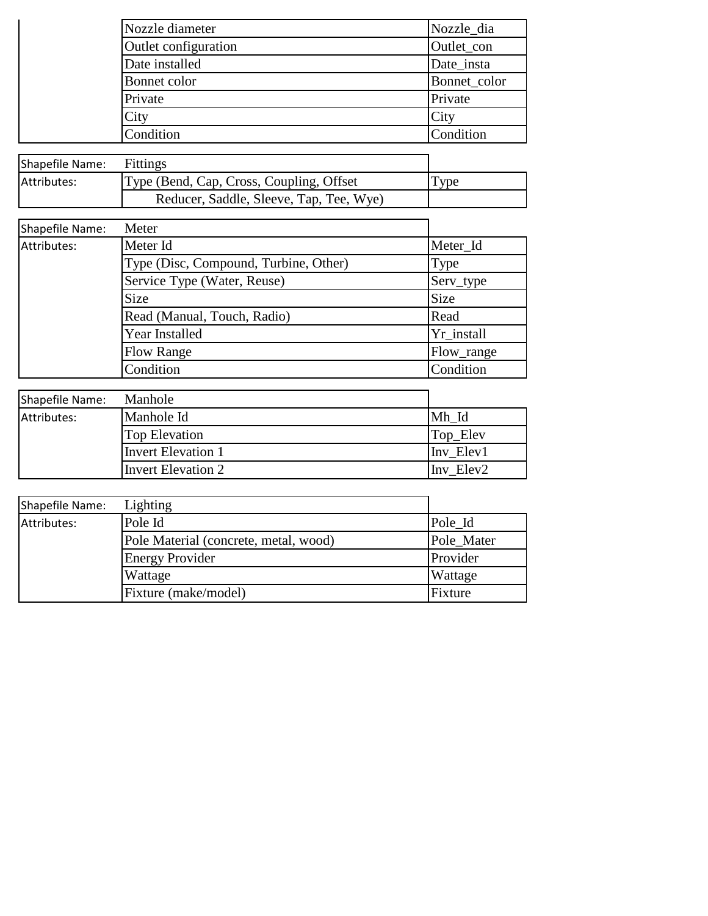| | | |
|---|---|---|
| | Nozzle diameter | Nozzle_dia |
| | Outlet configuration | Outlet_con |
| | Date installed | Date_insta |
| | Bonnet color | Bonnet_color |
| | Private | Private |
| | City | City |
| | Condition | Condition |

| | | |
|---|---|---|
| Shapefile Name: | Fittings | |
| Attributes: | Type (Bend, Cap, Cross, Coupling, Offset | Type |
| | Reducer, Saddle, Sleeve, Tap, Tee, Wye) | |

| | | |
|---|---|---|
| Shapefile Name: | Meter | |
| Attributes: | Meter Id | Meter_Id |
| | Type (Disc, Compound, Turbine, Other) | Type |
| | Service Type (Water, Reuse) | Serv_type |
| | Size | Size |
| | Read (Manual, Touch, Radio) | Read |
| | Year Installed | Yr_install |
| | Flow Range | Flow_range |
| | Condition | Condition |

| | | |
|---|---|---|
| Shapefile Name: | Manhole | |
| Attributes: | Manhole Id | Mh_Id |
| | Top Elevation | Top_Elev |
| | Invert Elevation 1 | Inv_Elev1 |
| | Invert Elevation 2 | Inv_Elev2 |

| | | |
|---|---|---|
| Shapefile Name: | Lighting | |
| Attributes: | Pole Id | Pole_Id |
| | Pole Material (concrete, metal, wood) | Pole_Mater |
| | Energy Provider | Provider |
| | Wattage | Wattage |
| | Fixture (make/model) | Fixture |